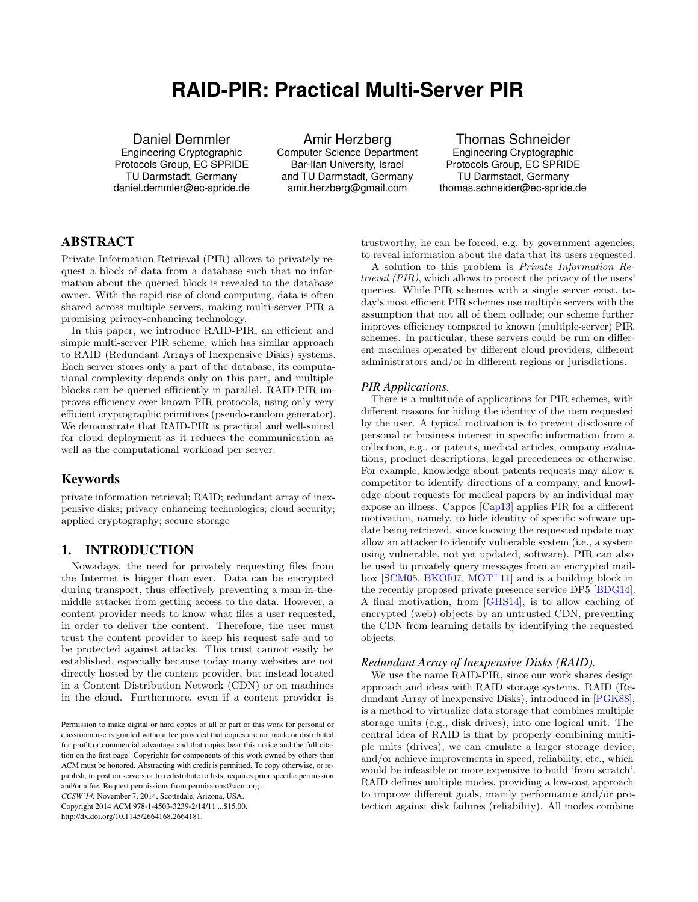# RAID-PIR: Practical Multi-Server PIR

Daniel Demmler
Engineering Cryptographic Protocols Group, EC SPRIDE
TU Darmstadt, Germany
daniel.demmler@ec-spride.de

Amir Herzberg
Computer Science Department
Bar-Ilan University, Israel
and TU Darmstadt, Germany
amir.herzberg@gmail.com

Thomas Schneider
Engineering Cryptographic Protocols Group, EC SPRIDE
TU Darmstadt, Germany
thomas.schneider@ec-spride.de

## ABSTRACT

Private Information Retrieval (PIR) allows to privately request a block of data from a database such that no information about the queried block is revealed to the database owner. With the rapid rise of cloud computing, data is often shared across multiple servers, making multi-server PIR a promising privacy-enhancing technology.

In this paper, we introduce RAID-PIR, an efficient and simple multi-server PIR scheme, which has similar approach to RAID (Redundant Arrays of Inexpensive Disks) systems. Each server stores only a part of the database, its computational complexity depends only on this part, and multiple blocks can be queried efficiently in parallel. RAID-PIR improves efficiency over known PIR protocols, using only very efficient cryptographic primitives (pseudo-random generator). We demonstrate that RAID-PIR is practical and well-suited for cloud deployment as it reduces the communication as well as the computational workload per server.

## Keywords

private information retrieval; RAID; redundant array of inexpensive disks; privacy enhancing technologies; cloud security; applied cryptography; secure storage

## 1. INTRODUCTION

Nowadays, the need for privately requesting files from the Internet is bigger than ever. Data can be encrypted during transport, thus effectively preventing a man-in-the-middle attacker from getting access to the data. However, a content provider needs to know what files a user requested, in order to deliver the content. Therefore, the user must trust the content provider to keep his request safe and to be protected against attacks. This trust cannot easily be established, especially because today many websites are not directly hosted by the content provider, but instead located in a Content Distribution Network (CDN) or on machines in the cloud. Furthermore, even if a content provider is trustworthy, he can be forced, e.g. by government agencies, to reveal information about the data that its users requested.

A solution to this problem is *Private Information Retrieval (PIR)*, which allows to protect the privacy of the users' queries. While PIR schemes with a single server exist, today's most efficient PIR schemes use multiple servers with the assumption that not all of them collude; our scheme further improves efficiency compared to known (multiple-server) PIR schemes. In particular, these servers could be run on different machines operated by different cloud providers, different administrators and/or in different regions or jurisdictions.

### *PIR Applications.*

There is a multitude of applications for PIR schemes, with different reasons for hiding the identity of the item requested by the user. A typical motivation is to prevent disclosure of personal or business interest in specific information from a collection, e.g., or patents, medical articles, company evaluations, product descriptions, legal precedences or otherwise. For example, knowledge about patents requests may allow a competitor to identify directions of a company, and knowledge about requests for medical papers by an individual may expose an illness. Cappos [Cap13] applies PIR for a different motivation, namely, to hide identity of specific software update being retrieved, since knowing the requested update may allow an attacker to identify vulnerable system (i.e., a system using vulnerable, not yet updated, software). PIR can also be used to privately query messages from an encrypted mailbox [SCM05, BKOI07, MOT+11] and is a building block in the recently proposed private presence service DP5 [BDG14]. A final motivation, from [GHS14], is to allow caching of encrypted (web) objects by an untrusted CDN, preventing the CDN from learning details by identifying the requested objects.

### *Redundant Array of Inexpensive Disks (RAID).*

We use the name RAID-PIR, since our work shares design approach and ideas with RAID storage systems. RAID (Redundant Array of Inexpensive Disks), introduced in [PGK88], is a method to virtualize data storage that combines multiple storage units (e.g., disk drives), into one logical unit. The central idea of RAID is that by properly combining multiple units (drives), we can emulate a larger storage device, and/or achieve improvements in speed, reliability, etc., which would be infeasible or more expensive to build 'from scratch'. RAID defines multiple modes, providing a low-cost approach to improve different goals, mainly performance and/or protection against disk failures (reliability). All modes combine

---

Permission to make digital or hard copies of all or part of this work for personal or classroom use is granted without fee provided that copies are not made or distributed for profit or commercial advantage and that copies bear this notice and the full citation on the first page. Copyrights for components of this work owned by others than ACM must be honored. Abstracting with credit is permitted. To copy otherwise, or republish, to post on servers or to redistribute to lists, requires prior specific permission and/or a fee. Request permissions from permissions@acm.org.
*CCSW'14,* November 7, 2014, Scottsdale, Arizona, USA.
Copyright 2014 ACM 978-1-4503-3239-2/14/11 ...$15.00.
http://dx.doi.org/10.1145/2664168.2664181.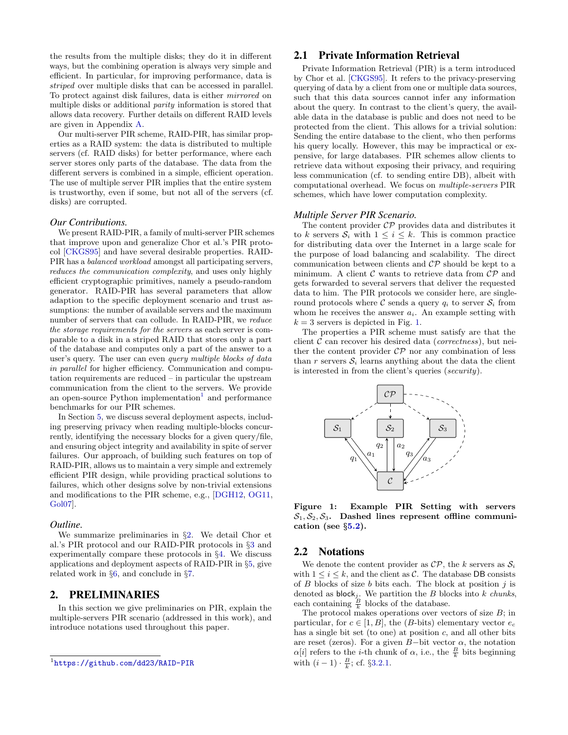the results from the multiple disks; they do it in different ways, but the combining operation is always very simple and efficient. In particular, for improving performance, data is *striped* over multiple disks that can be accessed in parallel. To protect against disk failures, data is either *mirrored* on multiple disks or additional *parity* information is stored that allows data recovery. Further details on different RAID levels are given in Appendix A.

Our multi-server PIR scheme, RAID-PIR, has similar properties as a RAID system: the data is distributed to multiple servers (cf. RAID disks) for better performance, where each server stores only parts of the database. The data from the different servers is combined in a simple, efficient operation. The use of multiple server PIR implies that the entire system is trustworthy, even if some, but not all of the servers (cf. disks) are corrupted.

### Our Contributions.

We present RAID-PIR, a family of multi-server PIR schemes that improve upon and generalize Chor et al.'s PIR protocol [CKGS95] and have several desirable properties. RAID-PIR has a *balanced workload* amongst all participating servers, *reduces the communication complexity*, and uses only highly efficient cryptographic primitives, namely a pseudo-random generator. RAID-PIR has several parameters that allow adaption to the specific deployment scenario and trust assumptions: the number of available servers and the maximum number of servers that can collude. In RAID-PIR, we *reduce the storage requirements for the servers* as each server is comparable to a disk in a striped RAID that stores only a part of the database and computes only a part of the answer to a user's query. The user can even *query multiple blocks of data in parallel* for higher efficiency. Communication and computation requirements are reduced – in particular the upstream communication from the client to the servers. We provide an open-source Python implementation[1] and performance benchmarks for our PIR schemes.

In Section 5, we discuss several deployment aspects, including preserving privacy when reading multiple-blocks concurrently, identifying the necessary blocks for a given query/file, and ensuring object integrity and availability in spite of server failures. Our approach, of building such features on top of RAID-PIR, allows us to maintain a very simple and extremely efficient PIR design, while providing practical solutions to failures, which other designs solve by non-trivial extensions and modifications to the PIR scheme, e.g., [DGH12, OG11, Gol07].

### Outline.

We summarize preliminaries in §2. We detail Chor et al.'s PIR protocol and our RAID-PIR protocols in §3 and experimentally compare these protocols in §4. We discuss applications and deployment aspects of RAID-PIR in §5, give related work in §6, and conclude in §7.

## 2. PRELIMINARIES

In this section we give preliminaries on PIR, explain the multiple-servers PIR scenario (addressed in this work), and introduce notations used throughout this paper.

[1] https://github.com/dd23/RAID-PIR

### 2.1 Private Information Retrieval

Private Information Retrieval (PIR) is a term introduced by Chor et al. [CKGS95]. It refers to the privacy-preserving querying of data by a client from one or multiple data sources, such that this data sources cannot infer any information about the query. In contrast to the client's query, the available data in the database is public and does not need to be protected from the client. This allows for a trivial solution: Sending the entire database to the client, who then performs his query locally. However, this may be impractical or expensive, for large databases. PIR schemes allow clients to retrieve data without exposing their privacy, and requiring less communication (cf. to sending entire DB), albeit with computational overhead. We focus on *multiple-servers* PIR schemes, which have lower computation complexity.

### Multiple Server PIR Scenario.

The content provider $\mathcal{CP}$ provides data and distributes it to $k$ servers $\mathcal{S}_i$ with $1 \leq i \leq k$. This is common practice for distributing data over the Internet in a large scale for the purpose of load balancing and scalability. The direct communication between clients and $\mathcal{CP}$ should be kept to a minimum. A client $\mathcal{C}$ wants to retrieve data from $\mathcal{CP}$ and gets forwarded to several servers that deliver the requested data to him. The PIR protocols we consider here, are single-round protocols where $\mathcal{C}$ sends a query $q_i$ to server $\mathcal{S}_i$ from whom he receives the answer $a_i$. An example setting with $k = 3$ servers is depicted in Fig. 1.

The properties a PIR scheme must satisfy are that the client $\mathcal{C}$ can recover his desired data (*correctness*), but neither the content provider $\mathcal{CP}$ nor any combination of less than $r$ servers $\mathcal{S}_i$ learns anything about the data the client is interested in from the client's queries (*security*).

$\mathcal{CP}$

$\mathcal{S}_1$ $\mathcal{S}_2$ $\mathcal{S}_3$

$q_1$ $a_1$ $q_2$ $a_2$ $q_3$ $a_3$

$\mathcal{C}$

**Figure 1: Example PIR Setting with servers $\mathcal{S}_1, \mathcal{S}_2, \mathcal{S}_3$. Dashed lines represent offline communication (see §5.2).**

### 2.2 Notations

We denote the content provider as $\mathcal{CP}$, the $k$ servers as $\mathcal{S}_i$ with $1 \leq i \leq k$, and the client as $\mathcal{C}$. The database $\mathsf{DB}$ consists of $B$ blocks of size $b$ bits each. The block at position $j$ is denoted as $\mathsf{block}_j$. We partition the $B$ blocks into $k$ *chunks*, each containing $\frac{B}{k}$ blocks of the database.

The protocol makes operations over vectors of size $B$; in particular, for $c \in [1, B]$, the ($B$-bits) elementary vector $e_c$ has a single bit set (to one) at position $c$, and all other bits are reset (zeros). For a given $B-$bit vector $\alpha$, the notation $\alpha[i]$ refers to the $i$-th chunk of $\alpha$, i.e., the $\frac{B}{k}$ bits beginning with $(i-1) \cdot \frac{B}{k}$; cf. §3.2.1.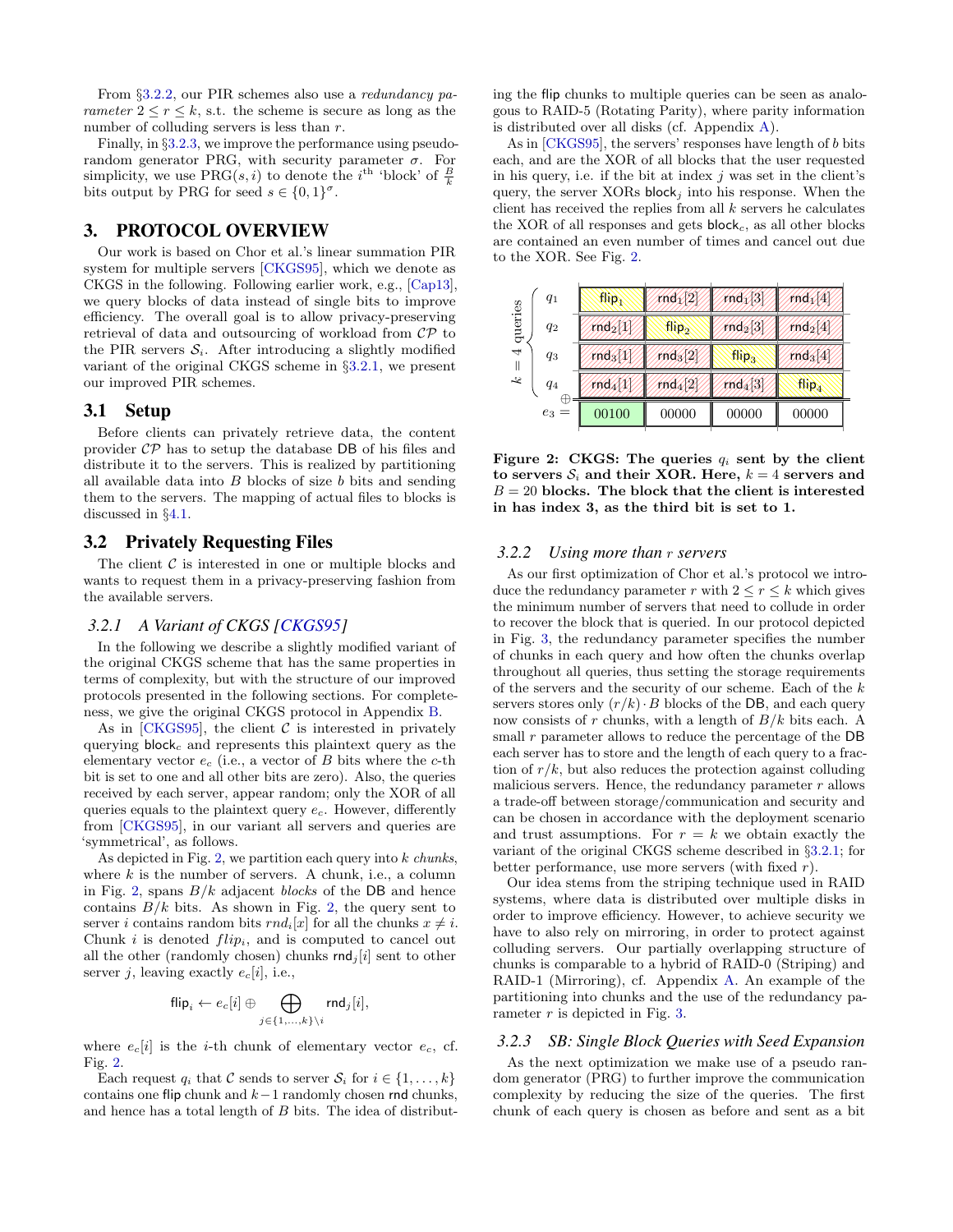From §3.2.2, our PIR schemes also use a *redundancy parameter* $2 \leq r \leq k$, s.t. the scheme is secure as long as the number of colluding servers is less than $r$.

Finally, in §3.2.3, we improve the performance using pseudo-random generator PRG, with security parameter $\sigma$. For simplicity, we use $\mathrm{PRG}(s, i)$ to denote the $i^{\text{th}}$ 'block' of $\frac{B}{k}$ bits output by PRG for seed $s \in \{0,1\}^{\sigma}$.

# 3. PROTOCOL OVERVIEW

Our work is based on Chor et al.'s linear summation PIR system for multiple servers [CKGS95], which we denote as CKGS in the following. Following earlier work, e.g., [Cap13], we query blocks of data instead of single bits to improve efficiency. The overall goal is to allow privacy-preserving retrieval of data and outsourcing of workload from $\mathcal{CP}$ to the PIR servers $\mathcal{S}_i$. After introducing a slightly modified variant of the original CKGS scheme in §3.2.1, we present our improved PIR schemes.

## 3.1 Setup

Before clients can privately retrieve data, the content provider $\mathcal{CP}$ has to setup the database DB of his files and distribute it to the servers. This is realized by partitioning all available data into $B$ blocks of size $b$ bits and sending them to the servers. The mapping of actual files to blocks is discussed in §4.1.

## 3.2 Privately Requesting Files

The client $\mathcal{C}$ is interested in one or multiple blocks and wants to request them in a privacy-preserving fashion from the available servers.

### *3.2.1 A Variant of CKGS [CKGS95]*

In the following we describe a slightly modified variant of the original CKGS scheme that has the same properties in terms of complexity, but with the structure of our improved protocols presented in the following sections. For completeness, we give the original CKGS protocol in Appendix B.

As in [CKGS95], the client $\mathcal{C}$ is interested in privately querying $\mathsf{block}_c$ and represents this plaintext query as the elementary vector $e_c$ (i.e., a vector of $B$ bits where the $c$-th bit is set to one and all other bits are zero). Also, the queries received by each server, appear random; only the XOR of all queries equals to the plaintext query $e_c$. However, differently from [CKGS95], in our variant all servers and queries are 'symmetrical', as follows.

As depicted in Fig. 2, we partition each query into $k$ *chunks*, where $k$ is the number of servers. A chunk, i.e., a column in Fig. 2, spans $B/k$ adjacent *blocks* of the DB and hence contains $B/k$ bits. As shown in Fig. 2, the query sent to server $i$ contains random bits $rnd_i[x]$ for all the chunks $x \neq i$. Chunk $i$ is denoted $flip_i$, and is computed to cancel out all the other (randomly chosen) chunks $\mathsf{rnd}_j[i]$ sent to other server $j$, leaving exactly $e_c[i]$, i.e.,

$$\mathsf{flip}_i \leftarrow e_c[i] \oplus \bigoplus_{j \in \{1,\ldots,k\} \setminus i} \mathsf{rnd}_j[i],$$

where $e_c[i]$ is the $i$-th chunk of elementary vector $e_c$, cf. Fig. 2.

Each request $q_i$ that $\mathcal{C}$ sends to server $\mathcal{S}_i$ for $i \in \{1, \ldots, k\}$ contains one flip chunk and $k-1$ randomly chosen rnd chunks, and hence has a total length of $B$ bits. The idea of distributing the flip chunks to multiple queries can be seen as analogous to RAID-5 (Rotating Parity), where parity information is distributed over all disks (cf. Appendix A).

As in [CKGS95], the servers' responses have length of $b$ bits each, and are the XOR of all blocks that the user requested in his query, i.e. if the bit at index $j$ was set in the client's query, the server XORs $\mathsf{block}_j$ into his response. When the client has received the replies from all $k$ servers he calculates the XOR of all responses and gets $\mathsf{block}_c$, as all other blocks are contained an even number of times and cancel out due to the XOR. See Fig. 2.

| $k = 4$ queries | | | | |
|---|---|---|---|---|
| $q_1$ | $\mathsf{flip}_1$ | $\mathsf{rnd}_1[2]$ | $\mathsf{rnd}_1[3]$ | $\mathsf{rnd}_1[4]$ |
| $q_2$ | $\mathsf{rnd}_2[1]$ | $\mathsf{flip}_2$ | $\mathsf{rnd}_2[3]$ | $\mathsf{rnd}_2[4]$ |
| $q_3$ | $\mathsf{rnd}_3[1]$ | $\mathsf{rnd}_3[2]$ | $\mathsf{flip}_3$ | $\mathsf{rnd}_3[4]$ |
| $q_4$ | $\mathsf{rnd}_4[1]$ | $\mathsf{rnd}_4[2]$ | $\mathsf{rnd}_4[3]$ | $\mathsf{flip}_4$ |
| $\oplus$ $e_3 =$ | 00100 | 00000 | 00000 | 00000 |

**Figure 2: CKGS: The queries $q_i$ sent by the client to servers $\mathcal{S}_i$ and their XOR. Here, $k = 4$ servers and $B = 20$ blocks. The block that the client is interested in has index 3, as the third bit is set to 1.**

### *3.2.2 Using more than $r$ servers*

As our first optimization of Chor et al.'s protocol we introduce the redundancy parameter $r$ with $2 \leq r \leq k$ which gives the minimum number of servers that need to collude in order to recover the block that is queried. In our protocol depicted in Fig. 3, the redundancy parameter specifies the number of chunks in each query and how often the chunks overlap throughout all queries, thus setting the storage requirements of the servers and the security of our scheme. Each of the $k$ servers stores only $(r/k) \cdot B$ blocks of the DB, and each query now consists of $r$ chunks, with a length of $B/k$ bits each. A small $r$ parameter allows to reduce the percentage of the DB each server has to store and the length of each query to a fraction of $r/k$, but also reduces the protection against colluding malicious servers. Hence, the redundancy parameter $r$ allows a trade-off between storage/communication and security and can be chosen in accordance with the deployment scenario and trust assumptions. For $r = k$ we obtain exactly the variant of the original CKGS scheme described in §3.2.1; for better performance, use more servers (with fixed $r$).

Our idea stems from the striping technique used in RAID systems, where data is distributed over multiple disks in order to improve efficiency. However, to achieve security we have to also rely on mirroring, in order to protect against colluding servers. Our partially overlapping structure of chunks is comparable to a hybrid of RAID-0 (Striping) and RAID-1 (Mirroring), cf. Appendix A. An example of the partitioning into chunks and the use of the redundancy parameter $r$ is depicted in Fig. 3.

### *3.2.3 SB: Single Block Queries with Seed Expansion*

As the next optimization we make use of a pseudo random generator (PRG) to further improve the communication complexity by reducing the size of the queries. The first chunk of each query is chosen as before and sent as a bit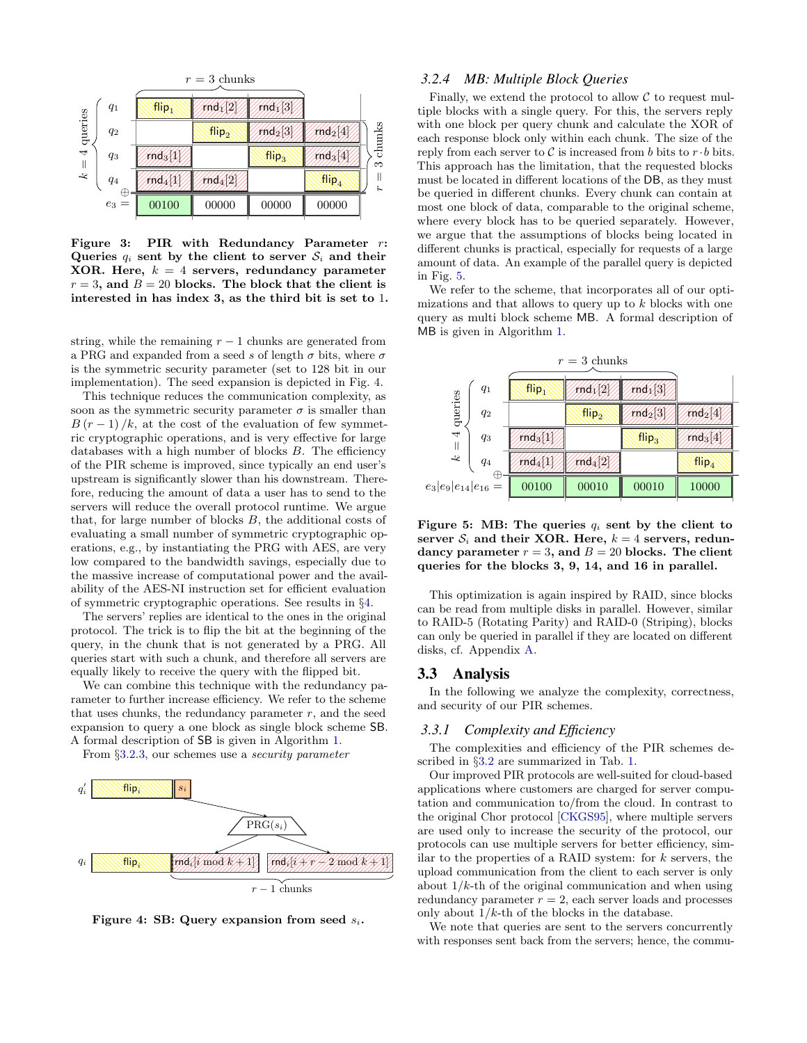| | Chunk 1 | Chunk 2 | Chunk 3 | Chunk 4 |
|---|---|---|---|---|
| $q_1$ | $\mathsf{flip}_1$ | $\mathsf{rnd}_1[2]$ | $\mathsf{rnd}_1[3]$ | |
| $q_2$ | | $\mathsf{flip}_2$ | $\mathsf{rnd}_2[3]$ | $\mathsf{rnd}_2[4]$ |
| $q_3$ | $\mathsf{rnd}_3[1]$ | | $\mathsf{flip}_3$ | $\mathsf{rnd}_3[4]$ |
| $q_4$ | $\mathsf{rnd}_4[1]$ | $\mathsf{rnd}_4[2]$ | | $\mathsf{flip}_4$ |
| $\oplus$ $e_3 =$ | 00100 | 00000 | 00000 | 00000 |

**Figure 3: PIR with Redundancy Parameter $r$: Queries $q_i$ sent by the client to server $\mathcal{S}_i$ and their XOR. Here, $k = 4$ servers, redundancy parameter $r = 3$, and $B = 20$ blocks. The block that the client is interested in has index 3, as the third bit is set to 1.**

string, while the remaining $r - 1$ chunks are generated from a PRG and expanded from a seed $s$ of length $\sigma$ bits, where $\sigma$ is the symmetric security parameter (set to 128 bit in our implementation). The seed expansion is depicted in Fig. 4.

This technique reduces the communication complexity, as soon as the symmetric security parameter $\sigma$ is smaller than $B\,(r-1)\,/k$, at the cost of the evaluation of few symmetric cryptographic operations, and is very effective for large databases with a high number of blocks $B$. The efficiency of the PIR scheme is improved, since typically an end user's upstream is significantly slower than his downstream. Therefore, reducing the amount of data a user has to send to the servers will reduce the overall protocol runtime. We argue that, for large number of blocks $B$, the additional costs of evaluating a small number of symmetric cryptographic operations, e.g., by instantiating the PRG with AES, are very low compared to the bandwidth savings, especially due to the massive increase of computational power and the availability of the AES-NI instruction set for efficient evaluation of symmetric cryptographic operations. See results in §4.

The servers' replies are identical to the ones in the original protocol. The trick is to flip the bit at the beginning of the query, in the chunk that is not generated by a PRG. All queries start with such a chunk, and therefore all servers are equally likely to receive the query with the flipped bit.

We can combine this technique with the redundancy parameter to further increase efficiency. We refer to the scheme that uses chunks, the redundancy parameter $r$, and the seed expansion to query a one block as single block scheme SB. A formal description of SB is given in Algorithm 1.

From §3.2.3, our schemes use a *security parameter*

$q_i'$: $\mathsf{flip}_i$ | $s_i$ → $\mathrm{PRG}(s_i)$ → $q_i$: $\mathsf{flip}_i$ | $\mathsf{rnd}_i[i \bmod k+1]$ ... $\mathsf{rnd}_i[i+r-2 \bmod k+1]$ ($r-1$ chunks)

**Figure 4: SB: Query expansion from seed $s_i$.**

### 3.2.4 MB: Multiple Block Queries

Finally, we extend the protocol to allow $\mathcal{C}$ to request multiple blocks with a single query. For this, the servers reply with one block per query chunk and calculate the XOR of each response block only within each chunk. The size of the reply from each server to $\mathcal{C}$ is increased from $b$ bits to $r \cdot b$ bits. This approach has the limitation, that the requested blocks must be located in different locations of the DB, as they must be queried in different chunks. Every chunk can contain at most one block of data, comparable to the original scheme, where every block has to be queried separately. However, we argue that the assumptions of blocks being located in different chunks is practical, especially for requests of a large amount of data. An example of the parallel query is depicted in Fig. 5.

We refer to the scheme, that incorporates all of our optimizations and that allows to query up to $k$ blocks with one query as multi block scheme MB. A formal description of MB is given in Algorithm 1.

| | Chunk 1 | Chunk 2 | Chunk 3 | Chunk 4 |
|---|---|---|---|---|
| $q_1$ | $\mathsf{flip}_1$ | $\mathsf{rnd}_1[2]$ | $\mathsf{rnd}_1[3]$ | |
| $q_2$ | | $\mathsf{flip}_2$ | $\mathsf{rnd}_2[3]$ | $\mathsf{rnd}_2[4]$ |
| $q_3$ | $\mathsf{rnd}_3[1]$ | | $\mathsf{flip}_3$ | $\mathsf{rnd}_3[4]$ |
| $q_4$ | $\mathsf{rnd}_4[1]$ | $\mathsf{rnd}_4[2]$ | | $\mathsf{flip}_4$ |
| $\oplus$ $e_3\|e_9\|e_{14}\|e_{16} =$ | 00100 | 00010 | 00010 | 10000 |

**Figure 5: MB: The queries $q_i$ sent by the client to server $\mathcal{S}_i$ and their XOR. Here, $k = 4$ servers, redundancy parameter $r = 3$, and $B = 20$ blocks. The client queries for the blocks 3, 9, 14, and 16 in parallel.**

This optimization is again inspired by RAID, since blocks can be read from multiple disks in parallel. However, similar to RAID-5 (Rotating Parity) and RAID-0 (Striping), blocks can only be queried in parallel if they are located on different disks, cf. Appendix A.

## 3.3 Analysis

In the following we analyze the complexity, correctness, and security of our PIR schemes.

### 3.3.1 Complexity and Efficiency

The complexities and efficiency of the PIR schemes described in §3.2 are summarized in Tab. 1.

Our improved PIR protocols are well-suited for cloud-based applications where customers are charged for server computation and communication to/from the cloud. In contrast to the original Chor protocol [CKGS95], where multiple servers are used only to increase the security of the protocol, our protocols can use multiple servers for better efficiency, similar to the properties of a RAID system: for $k$ servers, the upload communication from the client to each server is only about $1/k$-th of the original communication and when using redundancy parameter $r = 2$, each server loads and processes only about $1/k$-th of the blocks in the database.

We note that queries are sent to the servers concurrently with responses sent back from the servers; hence, the commu-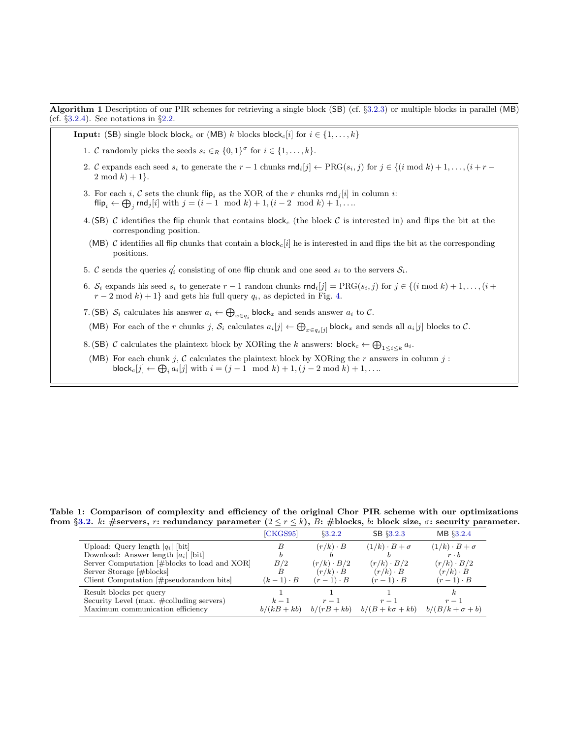**Algorithm 1** Description of our PIR schemes for retrieving a single block (SB) (cf. §3.2.3) or multiple blocks in parallel (MB) (cf. §3.2.4). See notations in §2.2.

**Input:** (SB) single block $\mathsf{block}_c$ or (MB) $k$ blocks $\mathsf{block}_c[i]$ for $i \in \{1, \ldots, k\}$

1. $\mathcal{C}$ randomly picks the seeds $s_i \in_R \{0,1\}^\sigma$ for $i \in \{1, \ldots, k\}$.
2. $\mathcal{C}$ expands each seed $s_i$ to generate the $r-1$ chunks $\mathsf{rnd}_i[j] \leftarrow \mathrm{PRG}(s_i, j)$ for $j \in \{(i \bmod k)+1, \ldots, (i+r-2 \bmod k)+1\}$.
3. For each $i$, $\mathcal{C}$ sets the chunk $\mathsf{flip}_i$ as the XOR of the $r$ chunks $\mathsf{rnd}_j[i]$ in column $i$: $\mathsf{flip}_i \leftarrow \bigoplus_j \mathsf{rnd}_j[i]$ with $j = (i-1 \mod k)+1, (i-2 \mod k)+1, \ldots$.
4. (SB) $\mathcal{C}$ identifies the $\mathsf{flip}$ chunk that contains $\mathsf{block}_c$ (the block $\mathcal{C}$ is interested in) and flips the bit at the corresponding position.

   (MB) $\mathcal{C}$ identifies all $\mathsf{flip}$ chunks that contain a $\mathsf{block}_c[i]$ he is interested in and flips the bit at the corresponding positions.
5. $\mathcal{C}$ sends the queries $q'_i$ consisting of one $\mathsf{flip}$ chunk and one seed $s_i$ to the servers $\mathcal{S}_i$.
6. $\mathcal{S}_i$ expands his seed $s_i$ to generate $r-1$ random chunks $\mathsf{rnd}_i[j] = \mathrm{PRG}(s_i, j)$ for $j \in \{(i \bmod k)+1, \ldots, (i+r-2 \bmod k)+1\}$ and gets his full query $q_i$, as depicted in Fig. 4.
7. (SB) $\mathcal{S}_i$ calculates his answer $a_i \leftarrow \bigoplus_{x \in q_i} \mathsf{block}_x$ and sends answer $a_i$ to $\mathcal{C}$.

   (MB) For each of the $r$ chunks $j$, $\mathcal{S}_i$ calculates $a_i[j] \leftarrow \bigoplus_{x \in q_i[j]} \mathsf{block}_x$ and sends all $a_i[j]$ blocks to $\mathcal{C}$.
8. (SB) $\mathcal{C}$ calculates the plaintext block by XORing the $k$ answers: $\mathsf{block}_c \leftarrow \bigoplus_{1 \le i \le k} a_i$.

   (MB) For each chunk $j$, $\mathcal{C}$ calculates the plaintext block by XORing the $r$ answers in column $j$: $\mathsf{block}_c[j] \leftarrow \bigoplus_i a_i[j]$ with $i = (j-1 \mod k)+1, (j-2 \bmod k)+1, \ldots$.

**Table 1: Comparison of complexity and efficiency of the original Chor PIR scheme with our optimizations from §3.2. $k$: #servers, $r$: redundancy parameter ($2 \le r \le k$), $B$: #blocks, $b$: block size, $\sigma$: security parameter.**

| | [CKGS95] | §3.2.2 | SB §3.2.3 | MB §3.2.4 |
|---|---|---|---|---|
| Upload: Query length $\lvert q_i \rvert$ [bit] | $B$ | $(r/k) \cdot B$ | $(1/k) \cdot B + \sigma$ | $(1/k) \cdot B + \sigma$ |
| Download: Answer length $\lvert a_i \rvert$ [bit] | $b$ | $b$ | $b$ | $r \cdot b$ |
| Server Computation [#blocks to load and XOR] | $B/2$ | $(r/k) \cdot B/2$ | $(r/k) \cdot B/2$ | $(r/k) \cdot B/2$ |
| Server Storage [#blocks] | $B$ | $(r/k) \cdot B$ | $(r/k) \cdot B$ | $(r/k) \cdot B$ |
| Client Computation [#pseudorandom bits] | $(k-1) \cdot B$ | $(r-1) \cdot B$ | $(r-1) \cdot B$ | $(r-1) \cdot B$ |
| Result blocks per query | 1 | 1 | 1 | $k$ |
| Security Level (max. #colluding servers) | $k-1$ | $r-1$ | $r-1$ | $r-1$ |
| Maximum communication efficiency | $b/(kB+kb)$ | $b/(rB+kb)$ | $b/(B+k\sigma+kb)$ | $b/(B/k+\sigma+b)$ |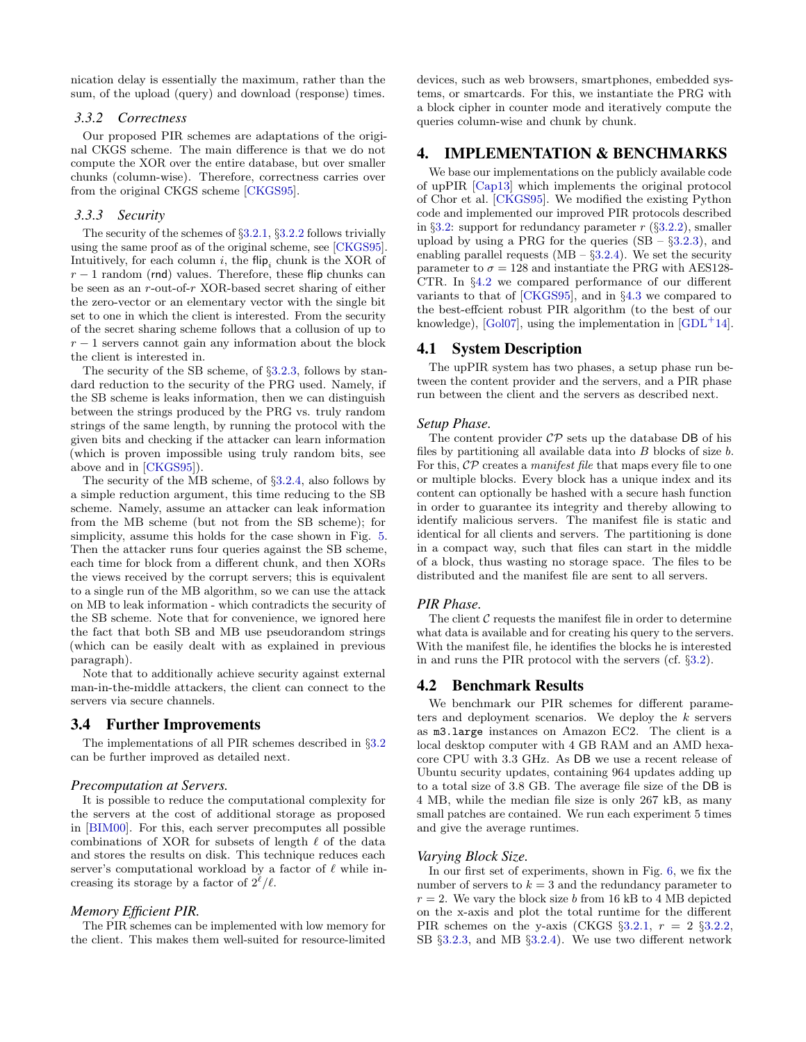nication delay is essentially the maximum, rather than the sum, of the upload (query) and download (response) times.

### 3.3.2 Correctness

Our proposed PIR schemes are adaptations of the original CKGS scheme. The main difference is that we do not compute the XOR over the entire database, but over smaller chunks (column-wise). Therefore, correctness carries over from the original CKGS scheme [CKGS95].

### 3.3.3 Security

The security of the schemes of §3.2.1, §3.2.2 follows trivially using the same proof as of the original scheme, see [CKGS95]. Intuitively, for each column $i$, the $\mathsf{flip}_i$ chunk is the XOR of $r-1$ random (rnd) values. Therefore, these flip chunks can be seen as an $r$-out-of-$r$ XOR-based secret sharing of either the zero-vector or an elementary vector with the single bit set to one in which the client is interested. From the security of the secret sharing scheme follows that a collusion of up to $r-1$ servers cannot gain any information about the block the client is interested in.

The security of the SB scheme, of §3.2.3, follows by standard reduction to the security of the PRG used. Namely, if the SB scheme is leaks information, then we can distinguish between the strings produced by the PRG vs. truly random strings of the same length, by running the protocol with the given bits and checking if the attacker can learn information (which is proven impossible using truly random bits, see above and in [CKGS95]).

The security of the MB scheme, of §3.2.4, also follows by a simple reduction argument, this time reducing to the SB scheme. Namely, assume an attacker can leak information from the MB scheme (but not from the SB scheme); for simplicity, assume this holds for the case shown in Fig. 5. Then the attacker runs four queries against the SB scheme, each time for block from a different chunk, and then XORs the views received by the corrupt servers; this is equivalent to a single run of the MB algorithm, so we can use the attack on MB to leak information - which contradicts the security of the SB scheme. Note that for convenience, we ignored here the fact that both SB and MB use pseudorandom strings (which can be easily dealt with as explained in previous paragraph).

Note that to additionally achieve security against external man-in-the-middle attackers, the client can connect to the servers via secure channels.

## 3.4 Further Improvements

The implementations of all PIR schemes described in §3.2 can be further improved as detailed next.

### *Precomputation at Servers.*

It is possible to reduce the computational complexity for the servers at the cost of additional storage as proposed in [BIM00]. For this, each server precomputes all possible combinations of XOR for subsets of length $\ell$ of the data and stores the results on disk. This technique reduces each server's computational workload by a factor of $\ell$ while increasing its storage by a factor of $2^{\ell}/\ell$.

### *Memory Efficient PIR.*

The PIR schemes can be implemented with low memory for the client. This makes them well-suited for resource-limited devices, such as web browsers, smartphones, embedded systems, or smartcards. For this, we instantiate the PRG with a block cipher in counter mode and iteratively compute the queries column-wise and chunk by chunk.

# 4. IMPLEMENTATION & BENCHMARKS

We base our implementations on the publicly available code of upPIR [Cap13] which implements the original protocol of Chor et al. [CKGS95]. We modified the existing Python code and implemented our improved PIR protocols described in §3.2: support for redundancy parameter $r$ (§3.2.2), smaller upload by using a PRG for the queries (SB – §3.2.3), and enabling parallel requests (MB – §3.2.4). We set the security parameter to $\sigma = 128$ and instantiate the PRG with AES128-CTR. In §4.2 we compared performance of our different variants to that of [CKGS95], and in §4.3 we compared to the best-effciet robust PIR algorithm (to the best of our knowledge), [Gol07], using the implementation in [GDL+14].

## 4.1 System Description

The upPIR system has two phases, a setup phase run between the content provider and the servers, and a PIR phase run between the client and the servers as described next.

### *Setup Phase.*

The content provider $\mathcal{CP}$ sets up the database DB of his files by partitioning all available data into $B$ blocks of size $b$. For this, $\mathcal{CP}$ creates a *manifest file* that maps every file to one or multiple blocks. Every block has a unique index and its content can optionally be hashed with a secure hash function in order to guarantee its integrity and thereby allowing to identify malicious servers. The manifest file is static and identical for all clients and servers. The partitioning is done in a compact way, such that files can start in the middle of a block, thus wasting no storage space. The files to be distributed and the manifest file are sent to all servers.

### *PIR Phase.*

The client $\mathcal{C}$ requests the manifest file in order to determine what data is available and for creating his query to the servers. With the manifest file, he identifies the blocks he is interested in and runs the PIR protocol with the servers (cf. §3.2).

## 4.2 Benchmark Results

We benchmark our PIR schemes for different parameters and deployment scenarios. We deploy the $k$ servers as `m3.large` instances on Amazon EC2. The client is a local desktop computer with 4 GB RAM and an AMD hexa-core CPU with 3.3 GHz. As DB we use a recent release of Ubuntu security updates, containing 964 updates adding up to a total size of 3.8 GB. The average file size of the DB is 4 MB, while the median file size is only 267 kB, as many small patches are contained. We run each experiment 5 times and give the average runtimes.

### *Varying Block Size.*

In our first set of experiments, shown in Fig. 6, we fix the number of servers to $k = 3$ and the redundancy parameter to $r = 2$. We vary the block size $b$ from 16 kB to 4 MB depicted on the x-axis and plot the total runtime for the different PIR schemes on the y-axis (CKGS §3.2.1, $r = 2$ §3.2.2, SB §3.2.3, and MB §3.2.4). We use two different network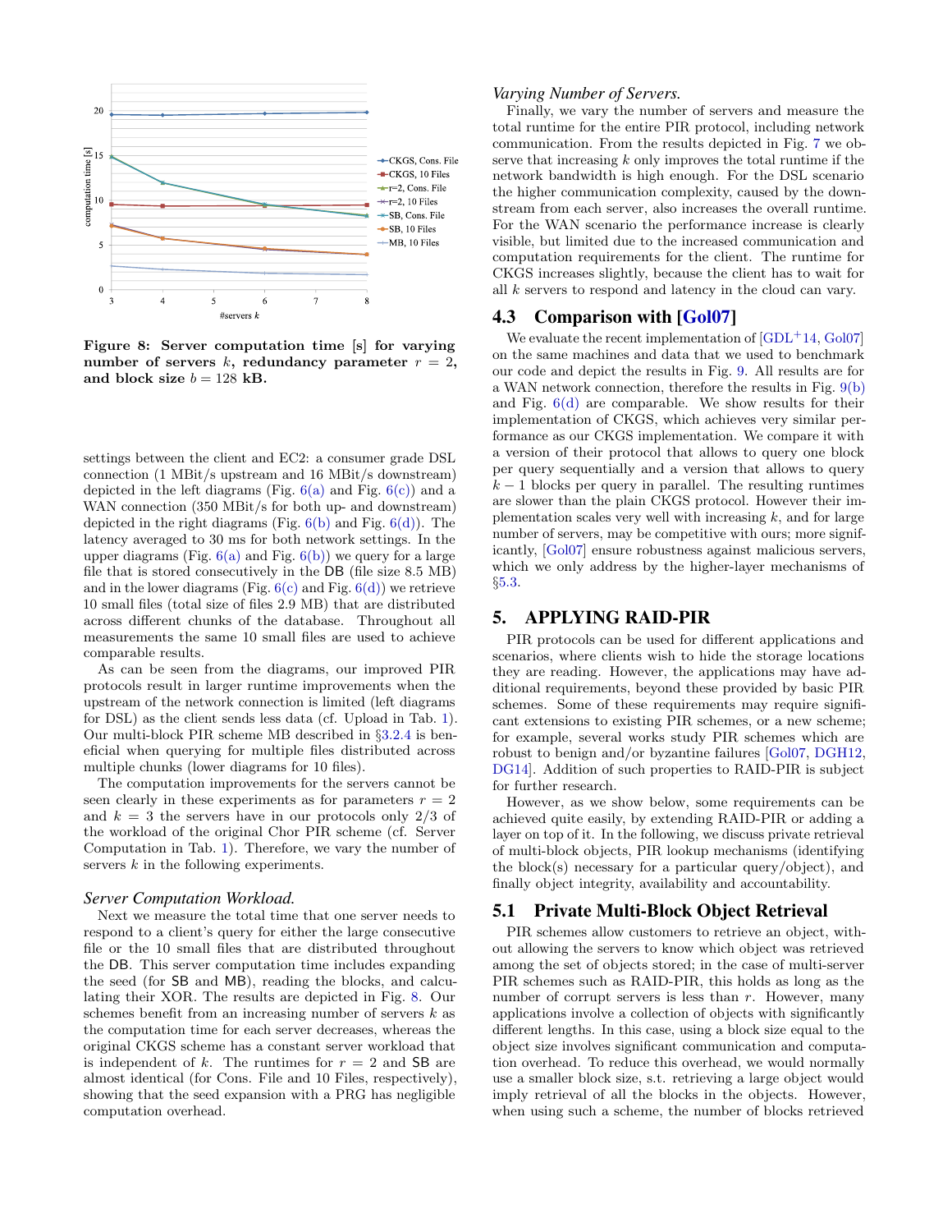20

15

10

5

0

3 4 5 6 7 8

computation time [s]

#servers $k$

CKGS, Cons. File
CKGS, 10 Files
r=2, Cons. File
r=2, 10 Files
SB, Cons. File
SB, 10 Files
MB, 10 Files

**Figure 8: Server computation time [s] for varying number of servers $k$, redundancy parameter $r = 2$, and block size $b = 128$ kB.**

settings between the client and EC2: a consumer grade DSL connection (1 MBit/s upstream and 16 MBit/s downstream) depicted in the left diagrams (Fig. 6(a) and Fig. 6(c)) and a WAN connection (350 MBit/s for both up- and downstream) depicted in the right diagrams (Fig. 6(b) and Fig. 6(d)). The latency averaged to 30 ms for both network settings. In the upper diagrams (Fig. 6(a) and Fig. 6(b)) we query for a large file that is stored consecutively in the DB (file size 8.5 MB) and in the lower diagrams (Fig. 6(c) and Fig. 6(d)) we retrieve 10 small files (total size of files 2.9 MB) that are distributed across different chunks of the database. Throughout all measurements the same 10 small files are used to achieve comparable results.

As can be seen from the diagrams, our improved PIR protocols result in larger runtime improvements when the upstream of the network connection is limited (left diagrams for DSL) as the client sends less data (cf. Upload in Tab. 1). Our multi-block PIR scheme MB described in §3.2.4 is beneficial when querying for multiple files distributed across multiple chunks (lower diagrams for 10 files).

The computation improvements for the servers cannot be seen clearly in these experiments as for parameters $r = 2$ and $k = 3$ the servers have in our protocols only 2/3 of the workload of the original Chor PIR scheme (cf. Server Computation in Tab. 1). Therefore, we vary the number of servers $k$ in the following experiments.

*Server Computation Workload.*

Next we measure the total time that one server needs to respond to a client's query for either the large consecutive file or the 10 small files that are distributed throughout the DB. This server computation time includes expanding the seed (for SB and MB), reading the blocks, and calculating their XOR. The results are depicted in Fig. 8. Our schemes benefit from an increasing number of servers $k$ as the computation time for each server decreases, whereas the original CKGS scheme has a constant server workload that is independent of $k$. The runtimes for $r = 2$ and SB are almost identical (for Cons. File and 10 Files, respectively), showing that the seed expansion with a PRG has negligible computation overhead.

*Varying Number of Servers.*

Finally, we vary the number of servers and measure the total runtime for the entire PIR protocol, including network communication. From the results depicted in Fig. 7 we observe that increasing $k$ only improves the total runtime if the network bandwidth is high enough. For the DSL scenario the higher communication complexity, caused by the downstream from each server, also increases the overall runtime. For the WAN scenario the performance increase is clearly visible, but limited due to the increased communication and computation requirements for the client. The runtime for CKGS increases slightly, because the client has to wait for all $k$ servers to respond and latency in the cloud can vary.

## 4.3 Comparison with [Gol07]

We evaluate the recent implementation of [GDL+14, Gol07] on the same machines and data that we used to benchmark our code and depict the results in Fig. 9. All results are for a WAN network connection, therefore the results in Fig. 9(b) and Fig. 6(d) are comparable. We show results for their implementation of CKGS, which achieves very similar performance as our CKGS implementation. We compare it with a version of their protocol that allows to query one block per query sequentially and a version that allows to query $k - 1$ blocks per query in parallel. The resulting runtimes are slower than the plain CKGS protocol. However their implementation scales very well with increasing $k$, and for large number of servers, may be competitive with ours; more significantly, [Gol07] ensure robustness against malicious servers, which we only address by the higher-layer mechanisms of §5.3.

# 5. APPLYING RAID-PIR

PIR protocols can be used for different applications and scenarios, where clients wish to hide the storage locations they are reading. However, the applications may have additional requirements, beyond these provided by basic PIR schemes. Some of these requirements may require significant extensions to existing PIR schemes, or a new scheme; for example, several works study PIR schemes which are robust to benign and/or byzantine failures [Gol07, DGH12, DG14]. Addition of such properties to RAID-PIR is subject for further research.

However, as we show below, some requirements can be achieved quite easily, by extending RAID-PIR or adding a layer on top of it. In the following, we discuss private retrieval of multi-block objects, PIR lookup mechanisms (identifying the block(s) necessary for a particular query/object), and finally object integrity, availability and accountability.

## 5.1 Private Multi-Block Object Retrieval

PIR schemes allow customers to retrieve an object, without allowing the servers to know which object was retrieved among the set of objects stored; in the case of multi-server PIR schemes such as RAID-PIR, this holds as long as the number of corrupt servers is less than $r$. However, many applications involve a collection of objects with significantly different lengths. In this case, using a block size equal to the object size involves significant communication and computation overhead. To reduce this overhead, we would normally use a smaller block size, s.t. retrieving a large object would imply retrieval of all the blocks in the objects. However, when using such a scheme, the number of blocks retrieved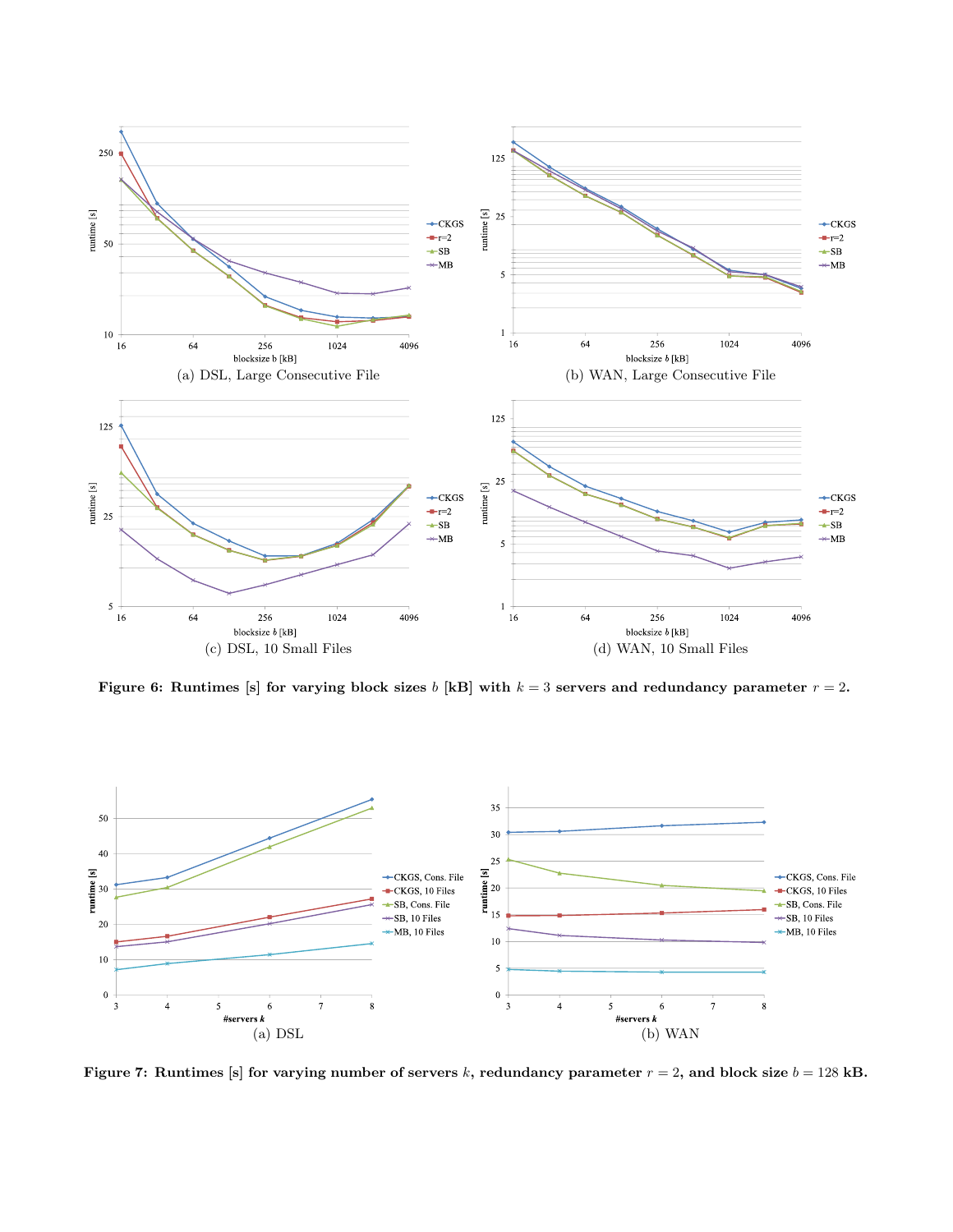(a) DSL, Large Consecutive File

(b) WAN, Large Consecutive File

(c) DSL, 10 Small Files

(d) WAN, 10 Small Files

**Figure 6: Runtimes [s] for varying block sizes $b$ [kB] with $k = 3$ servers and redundancy parameter $r = 2$.**

(a) DSL

(b) WAN

**Figure 7: Runtimes [s] for varying number of servers $k$, redundancy parameter $r = 2$, and block size $b = 128$ kB.**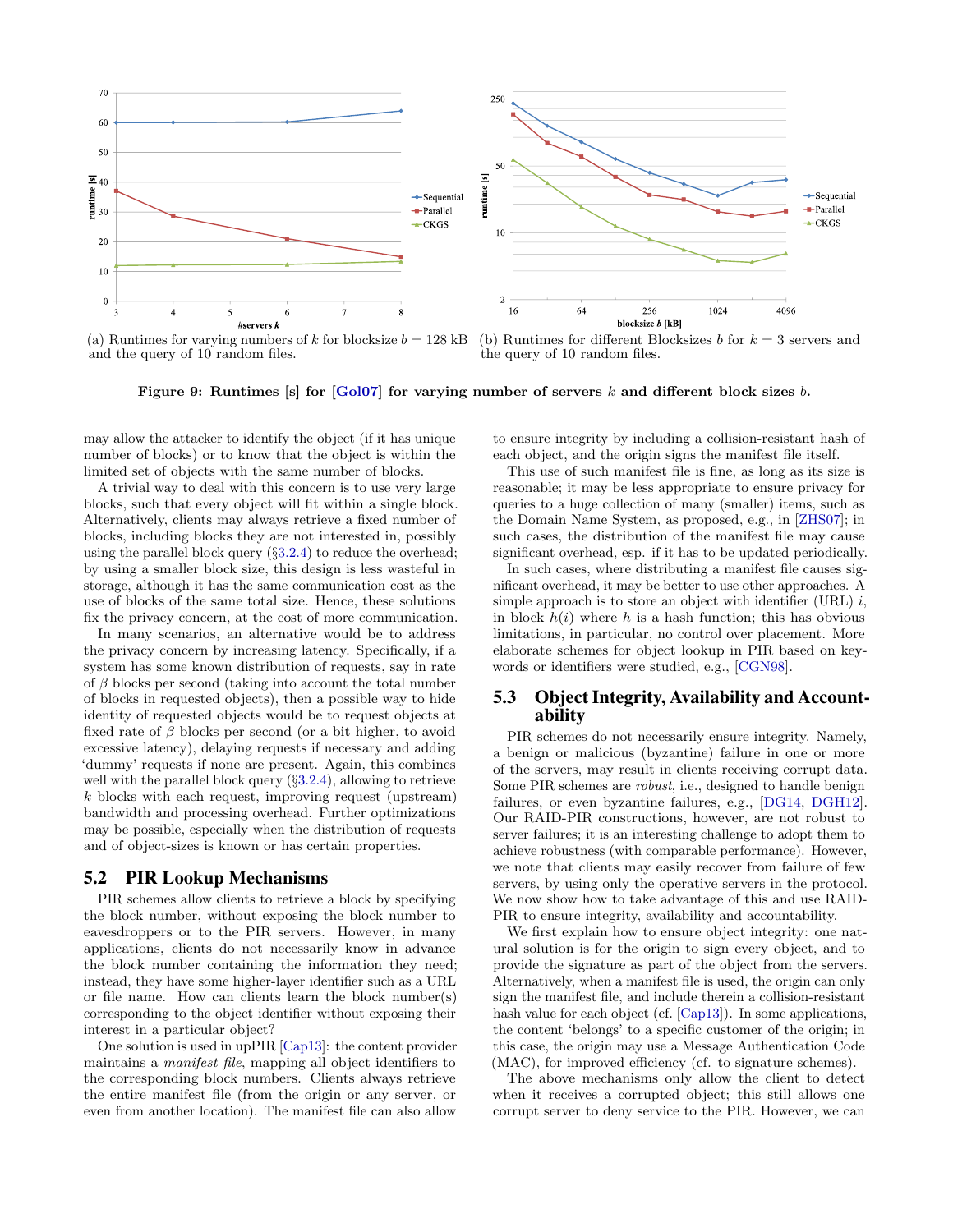(a) Runtimes for varying numbers of $k$ for blocksize $b = 128$ kB and the query of 10 random files.

(b) Runtimes for different Blocksizes $b$ for $k = 3$ servers and the query of 10 random files.

**Figure 9: Runtimes [s] for [Gol07] for varying number of servers $k$ and different block sizes $b$.**

may allow the attacker to identify the object (if it has unique number of blocks) or to know that the object is within the limited set of objects with the same number of blocks.

A trivial way to deal with this concern is to use very large blocks, such that every object will fit within a single block. Alternatively, clients may always retrieve a fixed number of blocks, including blocks they are not interested in, possibly using the parallel block query (§3.2.4) to reduce the overhead; by using a smaller block size, this design is less wasteful in storage, although it has the same communication cost as the use of blocks of the same total size. Hence, these solutions fix the privacy concern, at the cost of more communication.

In many scenarios, an alternative would be to address the privacy concern by increasing latency. Specifically, if a system has some known distribution of requests, say in rate of $\beta$ blocks per second (taking into account the total number of blocks in requested objects), then a possible way to hide identity of requested objects would be to request objects at fixed rate of $\beta$ blocks per second (or a bit higher, to avoid excessive latency), delaying requests if necessary and adding 'dummy' requests if none are present. Again, this combines well with the parallel block query (§3.2.4), allowing to retrieve $k$ blocks with each request, improving request (upstream) bandwidth and processing overhead. Further optimizations may be possible, especially when the distribution of requests and of object-sizes is known or has certain properties.

## 5.2 PIR Lookup Mechanisms

PIR schemes allow clients to retrieve a block by specifying the block number, without exposing the block number to eavesdroppers or to the PIR servers. However, in many applications, clients do not necessarily know in advance the block number containing the information they need; instead, they have some higher-layer identifier such as a URL or file name. How can clients learn the block number(s) corresponding to the object identifier without exposing their interest in a particular object?

One solution is used in upPIR [Cap13]: the content provider maintains a *manifest file*, mapping all object identifiers to the corresponding block numbers. Clients always retrieve the entire manifest file (from the origin or any server, or even from another location). The manifest file can also allow to ensure integrity by including a collision-resistant hash of each object, and the origin signs the manifest file itself.

This use of such manifest file is fine, as long as its size is reasonable; it may be less appropriate to ensure privacy for queries to a huge collection of many (smaller) items, such as the Domain Name System, as proposed, e.g., in [ZHS07]; in such cases, the distribution of the manifest file may cause significant overhead, esp. if it has to be updated periodically.

In such cases, where distributing a manifest file causes significant overhead, it may be better to use other approaches. A simple approach is to store an object with identifier (URL) $i$, in block $h(i)$ where $h$ is a hash function; this has obvious limitations, in particular, no control over placement. More elaborate schemes for object lookup in PIR based on keywords or identifiers were studied, e.g., [CGN98].

## 5.3 Object Integrity, Availability and Accountability

PIR schemes do not necessarily ensure integrity. Namely, a benign or malicious (byzantine) failure in one or more of the servers, may result in clients receiving corrupt data. Some PIR schemes are *robust*, i.e., designed to handle benign failures, or even byzantine failures, e.g., [DG14, DGH12]. Our RAID-PIR constructions, however, are not robust to server failures; it is an interesting challenge to adopt them to achieve robustness (with comparable performance). However, we note that clients may easily recover from failure of few servers, by using only the operative servers in the protocol. We now show how to take advantage of this and use RAID-PIR to ensure integrity, availability and accountability.

We first explain how to ensure object integrity: one natural solution is for the origin to sign every object, and to provide the signature as part of the object from the servers. Alternatively, when a manifest file is used, the origin can only sign the manifest file, and include therein a collision-resistant hash value for each object (cf. [Cap13]). In some applications, the content 'belongs' to a specific customer of the origin; in this case, the origin may use a Message Authentication Code (MAC), for improved efficiency (cf. to signature schemes).

The above mechanisms only allow the client to detect when it receives a corrupted object; this still allows one corrupt server to deny service to the PIR. However, we can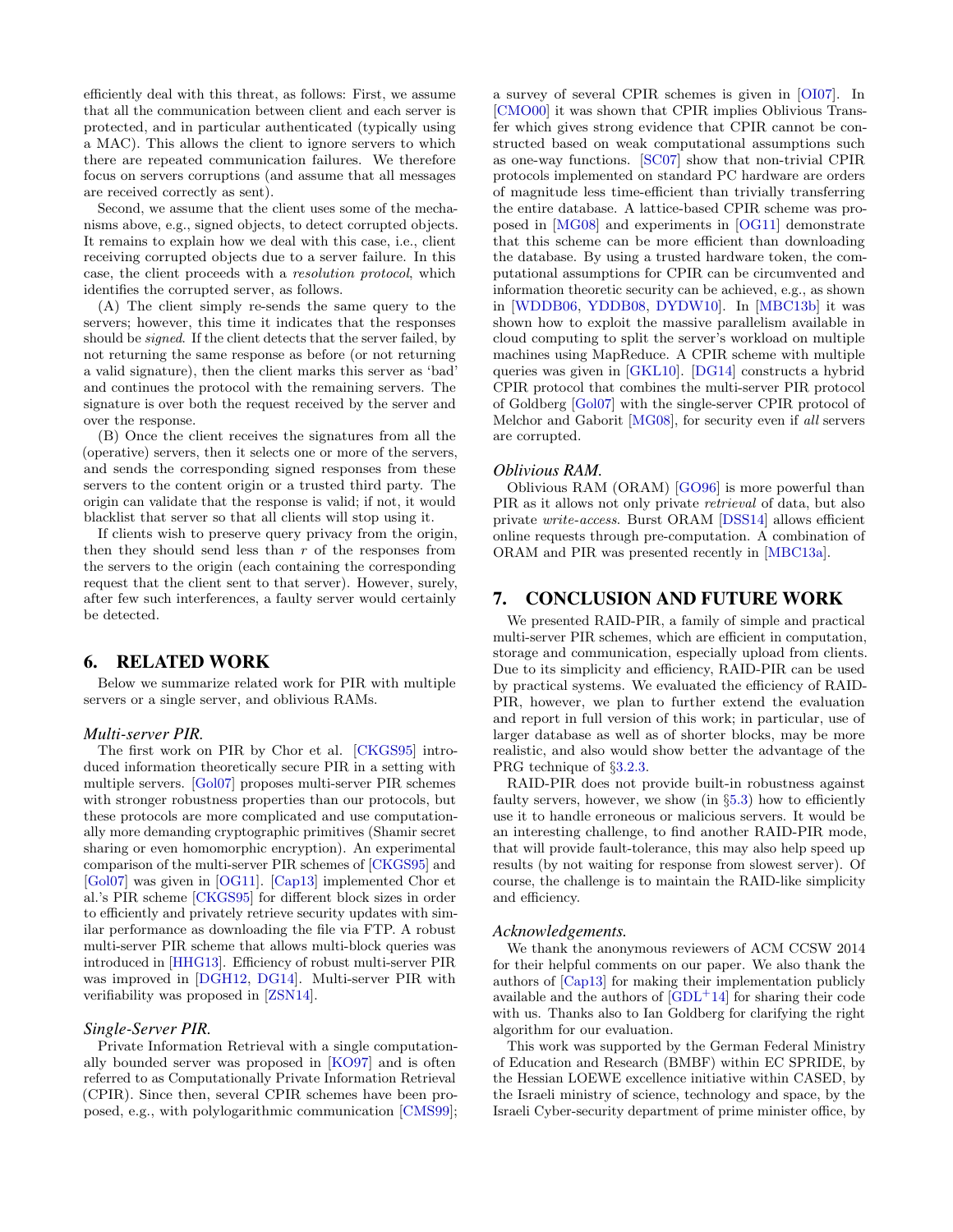efficiently deal with this threat, as follows: First, we assume that all the communication between client and each server is protected, and in particular authenticated (typically using a MAC). This allows the client to ignore servers to which there are repeated communication failures. We therefore focus on servers corruptions (and assume that all messages are received correctly as sent).

Second, we assume that the client uses some of the mechanisms above, e.g., signed objects, to detect corrupted objects. It remains to explain how we deal with this case, i.e., client receiving corrupted objects due to a server failure. In this case, the client proceeds with a *resolution protocol*, which identifies the corrupted server, as follows.

(A) The client simply re-sends the same query to the servers; however, this time it indicates that the responses should be *signed*. If the client detects that the server failed, by not returning the same response as before (or not returning a valid signature), then the client marks this server as 'bad' and continues the protocol with the remaining servers. The signature is over both the request received by the server and over the response.

(B) Once the client receives the signatures from all the (operative) servers, then it selects one or more of the servers, and sends the corresponding signed responses from these servers to the content origin or a trusted third party. The origin can validate that the response is valid; if not, it would blacklist that server so that all clients will stop using it.

If clients wish to preserve query privacy from the origin, then they should send less than $r$ of the responses from the servers to the origin (each containing the corresponding request that the client sent to that server). However, surely, after few such interferences, a faulty server would certainly be detected.

## 6. RELATED WORK

Below we summarize related work for PIR with multiple servers or a single server, and oblivious RAMs.

### *Multi-server PIR.*

The first work on PIR by Chor et al. [CKGS95] introduced information theoretically secure PIR in a setting with multiple servers. [Gol07] proposes multi-server PIR schemes with stronger robustness properties than our protocols, but these protocols are more complicated and use computationally more demanding cryptographic primitives (Shamir secret sharing or even homomorphic encryption). An experimental comparison of the multi-server PIR schemes of [CKGS95] and [Gol07] was given in [OG11]. [Cap13] implemented Chor et al.'s PIR scheme [CKGS95] for different block sizes in order to efficiently and privately retrieve security updates with similar performance as downloading the file via FTP. A robust multi-server PIR scheme that allows multi-block queries was introduced in [HHG13]. Efficiency of robust multi-server PIR was improved in [DGH12, DG14]. Multi-server PIR with verifiability was proposed in [ZSN14].

### *Single-Server PIR.*

Private Information Retrieval with a single computationally bounded server was proposed in [KO97] and is often referred to as Computationally Private Information Retrieval (CPIR). Since then, several CPIR schemes have been proposed, e.g., with polylogarithmic communication [CMS99]; a survey of several CPIR schemes is given in [OI07]. In [CMO00] it was shown that CPIR implies Oblivious Transfer which gives strong evidence that CPIR cannot be constructed based on weak computational assumptions such as one-way functions. [SC07] show that non-trivial CPIR protocols implemented on standard PC hardware are orders of magnitude less time-efficient than trivially transferring the entire database. A lattice-based CPIR scheme was proposed in [MG08] and experiments in [OG11] demonstrate that this scheme can be more efficient than downloading the database. By using a trusted hardware token, the computational assumptions for CPIR can be circumvented and information theoretic security can be achieved, e.g., as shown in [WDDB06, YDDB08, DYDW10]. In [MBC13b] it was shown how to exploit the massive parallelism available in cloud computing to split the server's workload on multiple machines using MapReduce. A CPIR scheme with multiple queries was given in [GKL10]. [DG14] constructs a hybrid CPIR protocol that combines the multi-server PIR protocol of Goldberg [Gol07] with the single-server CPIR protocol of Melchor and Gaborit [MG08], for security even if *all* servers are corrupted.

### *Oblivious RAM.*

Oblivious RAM (ORAM) [GO96] is more powerful than PIR as it allows not only private *retrieval* of data, but also private *write-access*. Burst ORAM [DSS14] allows efficient online requests through pre-computation. A combination of ORAM and PIR was presented recently in [MBC13a].

## 7. CONCLUSION AND FUTURE WORK

We presented RAID-PIR, a family of simple and practical multi-server PIR schemes, which are efficient in computation, storage and communication, especially upload from clients. Due to its simplicity and efficiency, RAID-PIR can be used by practical systems. We evaluated the efficiency of RAID-PIR, however, we plan to further extend the evaluation and report in full version of this work; in particular, use of larger database as well as of shorter blocks, may be more realistic, and also would show better the advantage of the PRG technique of §3.2.3.

RAID-PIR does not provide built-in robustness against faulty servers, however, we show (in §5.3) how to efficiently use it to handle erroneous or malicious servers. It would be an interesting challenge, to find another RAID-PIR mode, that will provide fault-tolerance, this may also help speed up results (by not waiting for response from slowest server). Of course, the challenge is to maintain the RAID-like simplicity and efficiency.

### *Acknowledgements.*

We thank the anonymous reviewers of ACM CCSW 2014 for their helpful comments on our paper. We also thank the authors of [Cap13] for making their implementation publicly available and the authors of [GDL+14] for sharing their code with us. Thanks also to Ian Goldberg for clarifying the right algorithm for our evaluation.

This work was supported by the German Federal Ministry of Education and Research (BMBF) within EC SPRIDE, by the Hessian LOEWE excellence initiative within CASED, by the Israeli ministry of science, technology and space, by the Israeli Cyber-security department of prime minister office, by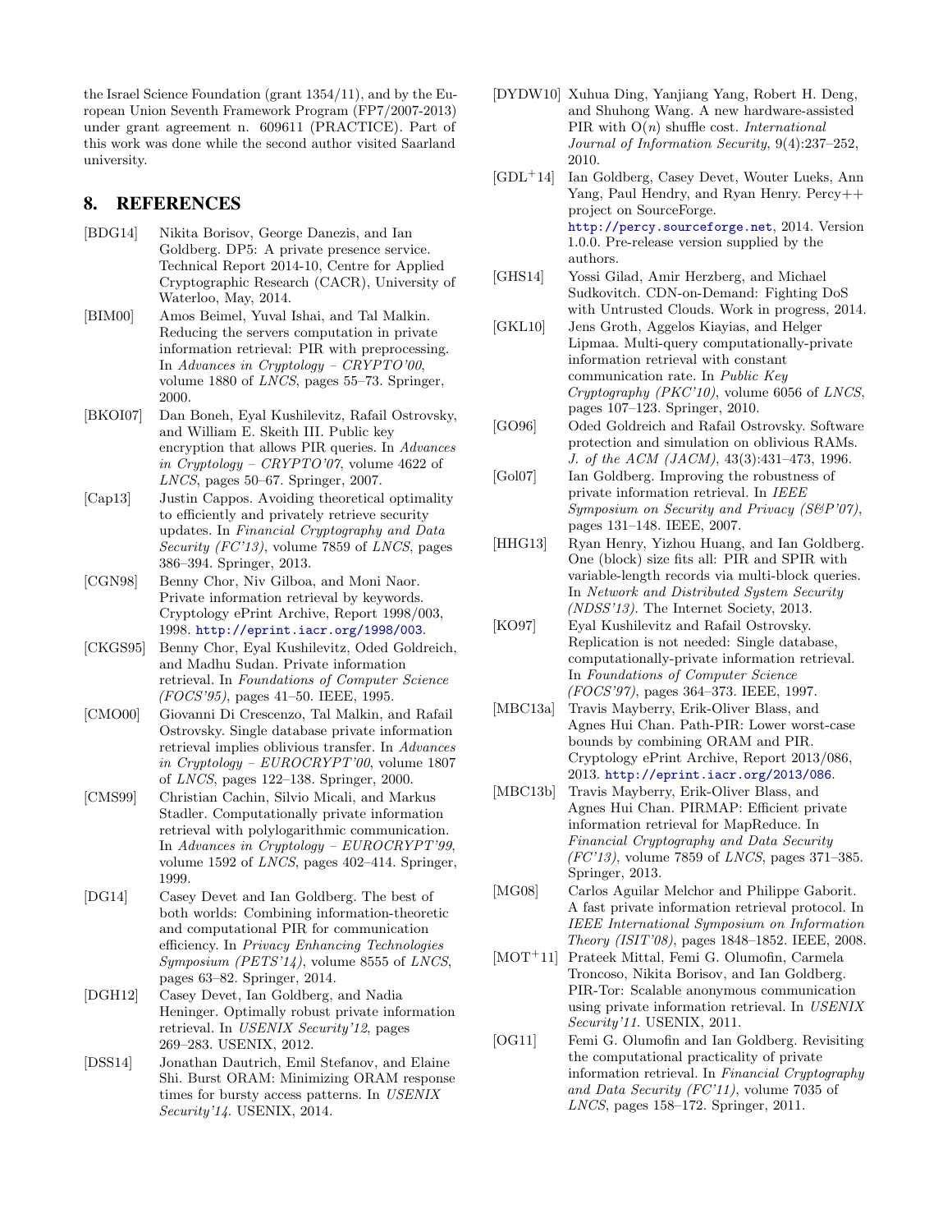the Israel Science Foundation (grant 1354/11), and by the European Union Seventh Framework Program (FP7/2007-2013) under grant agreement n. 609611 (PRACTICE). Part of this work was done while the second author visited Saarland university.

## 8. REFERENCES

[BDG14] Nikita Borisov, George Danezis, and Ian Goldberg. DP5: A private presence service. Technical Report 2014-10, Centre for Applied Cryptographic Research (CACR), University of Waterloo, May, 2014.

[BIM00] Amos Beimel, Yuval Ishai, and Tal Malkin. Reducing the servers computation in private information retrieval: PIR with preprocessing. In *Advances in Cryptology – CRYPTO'00*, volume 1880 of *LNCS*, pages 55–73. Springer, 2000.

[BKOI07] Dan Boneh, Eyal Kushilevitz, Rafail Ostrovsky, and William E. Skeith III. Public key encryption that allows PIR queries. In *Advances in Cryptology – CRYPTO'07*, volume 4622 of *LNCS*, pages 50–67. Springer, 2007.

[Cap13] Justin Cappos. Avoiding theoretical optimality to efficiently and privately retrieve security updates. In *Financial Cryptography and Data Security (FC'13)*, volume 7859 of *LNCS*, pages 386–394. Springer, 2013.

[CGN98] Benny Chor, Niv Gilboa, and Moni Naor. Private information retrieval by keywords. Cryptology ePrint Archive, Report 1998/003, 1998. http://eprint.iacr.org/1998/003.

[CKGS95] Benny Chor, Eyal Kushilevitz, Oded Goldreich, and Madhu Sudan. Private information retrieval. In *Foundations of Computer Science (FOCS'95)*, pages 41–50. IEEE, 1995.

[CMO00] Giovanni Di Crescenzo, Tal Malkin, and Rafail Ostrovsky. Single database private information retrieval implies oblivious transfer. In *Advances in Cryptology – EUROCRYPT'00*, volume 1807 of *LNCS*, pages 122–138. Springer, 2000.

[CMS99] Christian Cachin, Silvio Micali, and Markus Stadler. Computationally private information retrieval with polylogarithmic communication. In *Advances in Cryptology – EUROCRYPT'99*, volume 1592 of *LNCS*, pages 402–414. Springer, 1999.

[DG14] Casey Devet and Ian Goldberg. The best of both worlds: Combining information-theoretic and computational PIR for communication efficiency. In *Privacy Enhancing Technologies Symposium (PETS'14)*, volume 8555 of *LNCS*, pages 63–82. Springer, 2014.

[DGH12] Casey Devet, Ian Goldberg, and Nadia Heninger. Optimally robust private information retrieval. In *USENIX Security'12*, pages 269–283. USENIX, 2012.

[DSS14] Jonathan Dautrich, Emil Stefanov, and Elaine Shi. Burst ORAM: Minimizing ORAM response times for bursty access patterns. In *USENIX Security'14*. USENIX, 2014.

[DYDW10] Xuhua Ding, Yanjiang Yang, Robert H. Deng, and Shuhong Wang. A new hardware-assisted PIR with $O(n)$ shuffle cost. *International Journal of Information Security*, 9(4):237–252, 2010.

[GDL+14] Ian Goldberg, Casey Devet, Wouter Lueks, Ann Yang, Paul Hendry, and Ryan Henry. Percy++ project on SourceForge. http://percy.sourceforge.net, 2014. Version 1.0.0. Pre-release version supplied by the authors.

[GHS14] Yossi Gilad, Amir Herzberg, and Michael Sudkovitch. CDN-on-Demand: Fighting DoS with Untrusted Clouds. Work in progress, 2014.

[GKL10] Jens Groth, Aggelos Kiayias, and Helger Lipmaa. Multi-query computationally-private information retrieval with constant communication rate. In *Public Key Cryptography (PKC'10)*, volume 6056 of *LNCS*, pages 107–123. Springer, 2010.

[GO96] Oded Goldreich and Rafail Ostrovsky. Software protection and simulation on oblivious RAMs. *J. of the ACM (JACM)*, 43(3):431–473, 1996.

[Gol07] Ian Goldberg. Improving the robustness of private information retrieval. In *IEEE Symposium on Security and Privacy (S&P'07)*, pages 131–148. IEEE, 2007.

[HHG13] Ryan Henry, Yizhou Huang, and Ian Goldberg. One (block) size fits all: PIR and SPIR with variable-length records via multi-block queries. In *Network and Distributed System Security (NDSS'13)*. The Internet Society, 2013.

[KO97] Eyal Kushilevitz and Rafail Ostrovsky. Replication is not needed: Single database, computationally-private information retrieval. In *Foundations of Computer Science (FOCS'97)*, pages 364–373. IEEE, 1997.

[MBC13a] Travis Mayberry, Erik-Oliver Blass, and Agnes Hui Chan. Path-PIR: Lower worst-case bounds by combining ORAM and PIR. Cryptology ePrint Archive, Report 2013/086, 2013. http://eprint.iacr.org/2013/086.

[MBC13b] Travis Mayberry, Erik-Oliver Blass, and Agnes Hui Chan. PIRMAP: Efficient private information retrieval for MapReduce. In *Financial Cryptography and Data Security (FC'13)*, volume 7859 of *LNCS*, pages 371–385. Springer, 2013.

[MG08] Carlos Aguilar Melchor and Philippe Gaborit. A fast private information retrieval protocol. In *IEEE International Symposium on Information Theory (ISIT'08)*, pages 1848–1852. IEEE, 2008.

[MOT+11] Prateek Mittal, Femi G. Olumofin, Carmela Troncoso, Nikita Borisov, and Ian Goldberg. PIR-Tor: Scalable anonymous communication using private information retrieval. In *USENIX Security'11*. USENIX, 2011.

[OG11] Femi G. Olumofin and Ian Goldberg. Revisiting the computational practicality of private information retrieval. In *Financial Cryptography and Data Security (FC'11)*, volume 7035 of *LNCS*, pages 158–172. Springer, 2011.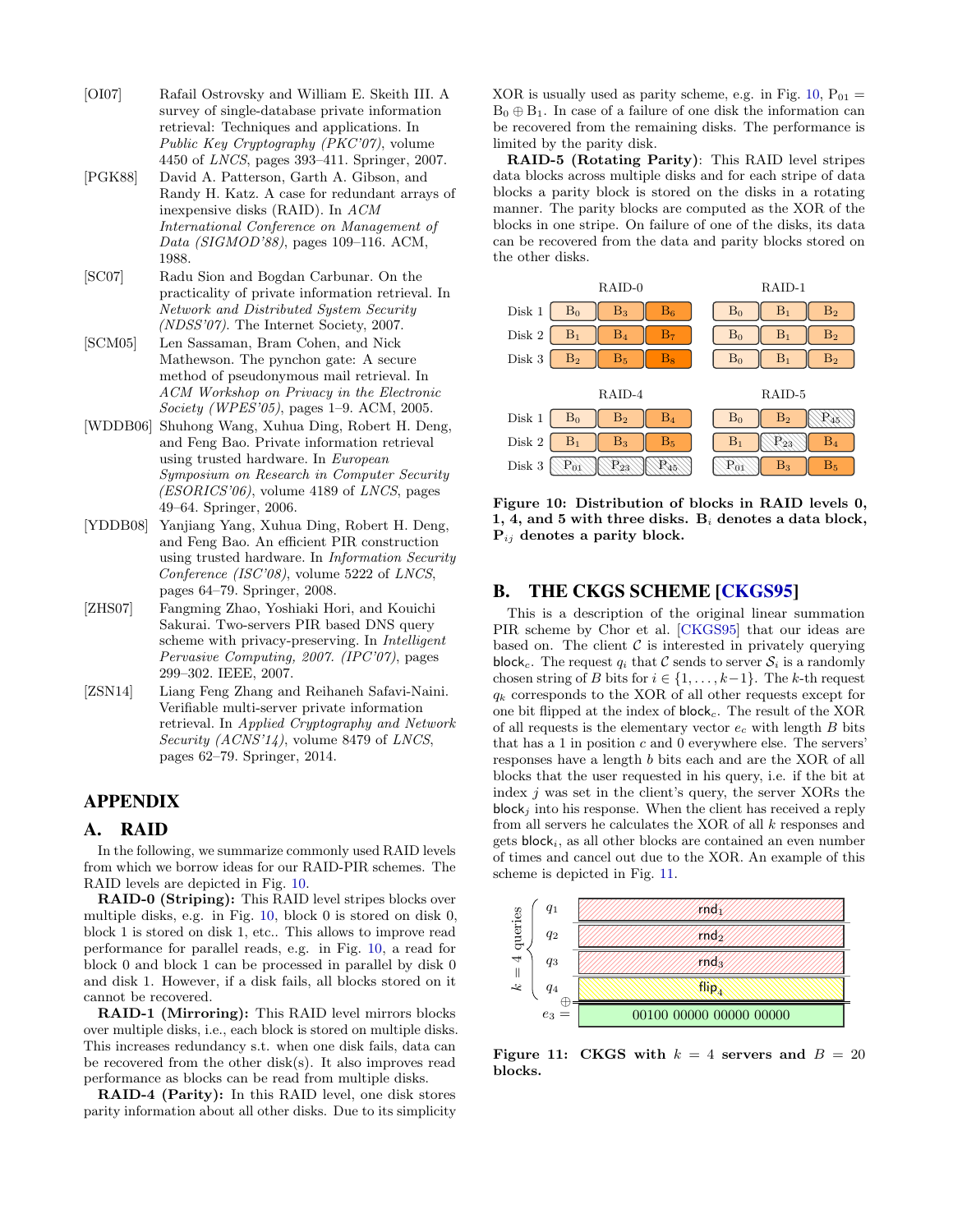[OI07] Rafail Ostrovsky and William E. Skeith III. A survey of single-database private information retrieval: Techniques and applications. In *Public Key Cryptography (PKC'07)*, volume 4450 of *LNCS*, pages 393–411. Springer, 2007.

[PGK88] David A. Patterson, Garth A. Gibson, and Randy H. Katz. A case for redundant arrays of inexpensive disks (RAID). In *ACM International Conference on Management of Data (SIGMOD'88)*, pages 109–116. ACM, 1988.

[SC07] Radu Sion and Bogdan Carbunar. On the practicality of private information retrieval. In *Network and Distributed System Security (NDSS'07)*. The Internet Society, 2007.

[SCM05] Len Sassaman, Bram Cohen, and Nick Mathewson. The pynchon gate: A secure method of pseudonymous mail retrieval. In *ACM Workshop on Privacy in the Electronic Society (WPES'05)*, pages 1–9. ACM, 2005.

[WDDB06] Shuhong Wang, Xuhua Ding, Robert H. Deng, and Feng Bao. Private information retrieval using trusted hardware. In *European Symposium on Research in Computer Security (ESORICS'06)*, volume 4189 of *LNCS*, pages 49–64. Springer, 2006.

[YDDB08] Yanjiang Yang, Xuhua Ding, Robert H. Deng, and Feng Bao. An efficient PIR construction using trusted hardware. In *Information Security Conference (ISC'08)*, volume 5222 of *LNCS*, pages 64–79. Springer, 2008.

[ZHS07] Fangming Zhao, Yoshiaki Hori, and Kouichi Sakurai. Two-servers PIR based DNS query scheme with privacy-preserving. In *Intelligent Pervasive Computing, 2007. (IPC'07)*, pages 299–302. IEEE, 2007.

[ZSN14] Liang Feng Zhang and Reihaneh Safavi-Naini. Verifiable multi-server private information retrieval. In *Applied Cryptography and Network Security (ACNS'14)*, volume 8479 of *LNCS*, pages 62–79. Springer, 2014.

# APPENDIX

## A. RAID

In the following, we summarize commonly used RAID levels from which we borrow ideas for our RAID-PIR schemes. The RAID levels are depicted in Fig. 10.

**RAID-0 (Striping):** This RAID level stripes blocks over multiple disks, e.g. in Fig. 10, block 0 is stored on disk 0, block 1 is stored on disk 1, etc.. This allows to improve read performance for parallel reads, e.g. in Fig. 10, a read for block 0 and block 1 can be processed in parallel by disk 0 and disk 1. However, if a disk fails, all blocks stored on it cannot be recovered.

**RAID-1 (Mirroring):** This RAID level mirrors blocks over multiple disks, i.e., each block is stored on multiple disks. This increases redundancy s.t. when one disk fails, data can be recovered from the other disk(s). It also improves read performance as blocks can be read from multiple disks.

**RAID-4 (Parity):** In this RAID level, one disk stores parity information about all other disks. Due to its simplicity XOR is usually used as parity scheme, e.g. in Fig. 10, $P_{01} = B_0 \oplus B_1$. In case of a failure of one disk the information can be recovered from the remaining disks. The performance is limited by the parity disk.

**RAID-5 (Rotating Parity):** This RAID level stripes data blocks across multiple disks and for each stripe of data blocks a parity block is stored on the disks in a rotating manner. The parity blocks are computed as the XOR of the blocks in one stripe. On failure of one of the disks, its data can be recovered from the data and parity blocks stored on the other disks.

RAID-0

Disk 1: $B_0$ $B_3$ $B_6$
Disk 2: $B_1$ $B_4$ $B_7$
Disk 3: $B_2$ $B_5$ $B_8$

RAID-1

Disk 1: $B_0$ $B_1$ $B_2$
Disk 2: $B_0$ $B_1$ $B_2$
Disk 3: $B_0$ $B_1$ $B_2$

RAID-4

Disk 1: $B_0$ $B_2$ $B_4$
Disk 2: $B_1$ $B_3$ $B_5$
Disk 3: $P_{01}$ $P_{23}$ $P_{45}$

RAID-5

Disk 1: $B_0$ $B_2$ $P_{45}$
Disk 2: $B_1$ $P_{23}$ $B_4$
Disk 3: $P_{01}$ $B_3$ $B_5$

**Figure 10: Distribution of blocks in RAID levels 0, 1, 4, and 5 with three disks. $B_i$ denotes a data block, $P_{ij}$ denotes a parity block.**

## B. THE CKGS SCHEME [CKGS95]

This is a description of the original linear summation PIR scheme by Chor et al. [CKGS95] that our ideas are based on. The client $\mathcal{C}$ is interested in privately querying $\mathsf{block}_c$. The request $q_i$ that $\mathcal{C}$ sends to server $\mathcal{S}_i$ is a randomly chosen string of $B$ bits for $i \in \{1, \ldots, k-1\}$. The $k$-th request $q_k$ corresponds to the XOR of all other requests except for one bit flipped at the index of $\mathsf{block}_c$. The result of the XOR of all requests is the elementary vector $e_c$ with length $B$ bits that has a 1 in position $c$ and 0 everywhere else. The servers' responses have a length $b$ bits each and are the XOR of all blocks that the user requested in his query, i.e. if the bit at index $j$ was set in the client's query, the server XORs the $\mathsf{block}_j$ into his response. When the client has received a reply from all servers he calculates the XOR of all $k$ responses and gets $\mathsf{block}_i$, as all other blocks are contained an even number of times and cancel out due to the XOR. An example of this scheme is depicted in Fig. 11.

$k = 4$ queries

$q_1$ $\mathsf{rnd}_1$
$q_2$ $\mathsf{rnd}_2$
$q_3$ $\mathsf{rnd}_3$
$q_4$ $\mathsf{flip}_4$
$\oplus$
$e_3 =$ 00100 00000 00000 00000

**Figure 11: CKGS with $k = 4$ servers and $B = 20$ blocks.**